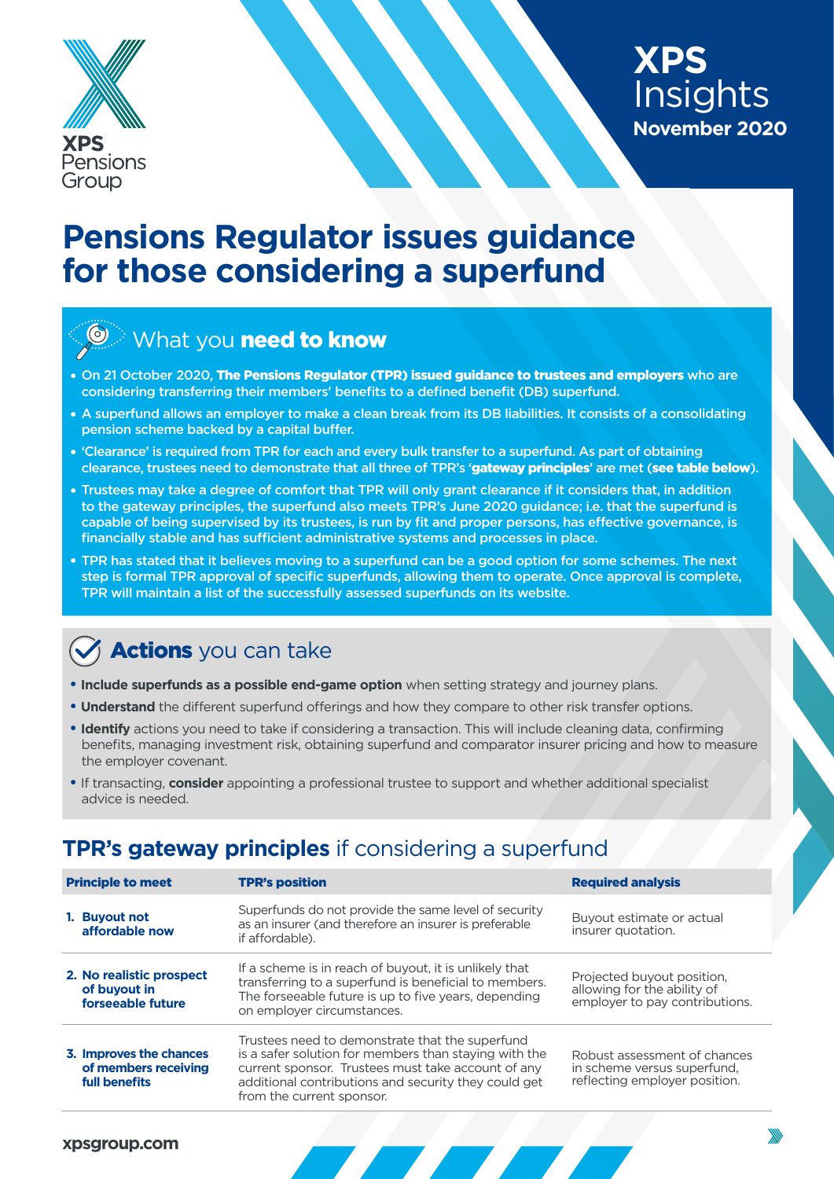XPS Pensions Group

# XPS Insights
**November 2020**

# Pensions Regulator issues guidance for those considering a superfund

## What you **need to know**

- On 21 October 2020, **The Pensions Regulator (TPR) issued guidance to trustees and employers** who are considering transferring their members' benefits to a defined benefit (DB) superfund.
- A superfund allows an employer to make a clean break from its DB liabilities. It consists of a consolidating pension scheme backed by a capital buffer.
- 'Clearance' is required from TPR for each and every bulk transfer to a superfund. As part of obtaining clearance, trustees need to demonstrate that all three of TPR's '**gateway principles**' are met (**see table below**).
- Trustees may take a degree of comfort that TPR will only grant clearance if it considers that, in addition to the gateway principles, the superfund also meets TPR's June 2020 guidance; i.e. that the superfund is capable of being supervised by its trustees, is run by fit and proper persons, has effective governance, is financially stable and has sufficient administrative systems and processes in place.
- TPR has stated that it believes moving to a superfund can be a good option for some schemes. The next step is formal TPR approval of specific superfunds, allowing them to operate. Once approval is complete, TPR will maintain a list of the successfully assessed superfunds on its website.

## **Actions** you can take

- **Include superfunds as a possible end-game option** when setting strategy and journey plans.
- **Understand** the different superfund offerings and how they compare to other risk transfer options.
- **Identify** actions you need to take if considering a transaction. This will include cleaning data, confirming benefits, managing investment risk, obtaining superfund and comparator insurer pricing and how to measure the employer covenant.
- If transacting, **consider** appointing a professional trustee to support and whether additional specialist advice is needed.

## **TPR's gateway principles** if considering a superfund

| Principle to meet | TPR's position | Required analysis |
| --- | --- | --- |
| **1. Buyout not affordable now** | Superfunds do not provide the same level of security as an insurer (and therefore an insurer is preferable if affordable). | Buyout estimate or actual insurer quotation. |
| **2. No realistic prospect of buyout in forseeable future** | If a scheme is in reach of buyout, it is unlikely that transferring to a superfund is beneficial to members. The forseeable future is up to five years, depending on employer circumstances. | Projected buyout position, allowing for the ability of employer to pay contributions. |
| **3. Improves the chances of members receiving full benefits** | Trustees need to demonstrate that the superfund is a safer solution for members than staying with the current sponsor. Trustees must take account of any additional contributions and security they could get from the current sponsor. | Robust assessment of chances in scheme versus superfund, reflecting employer position. |

xpsgroup.com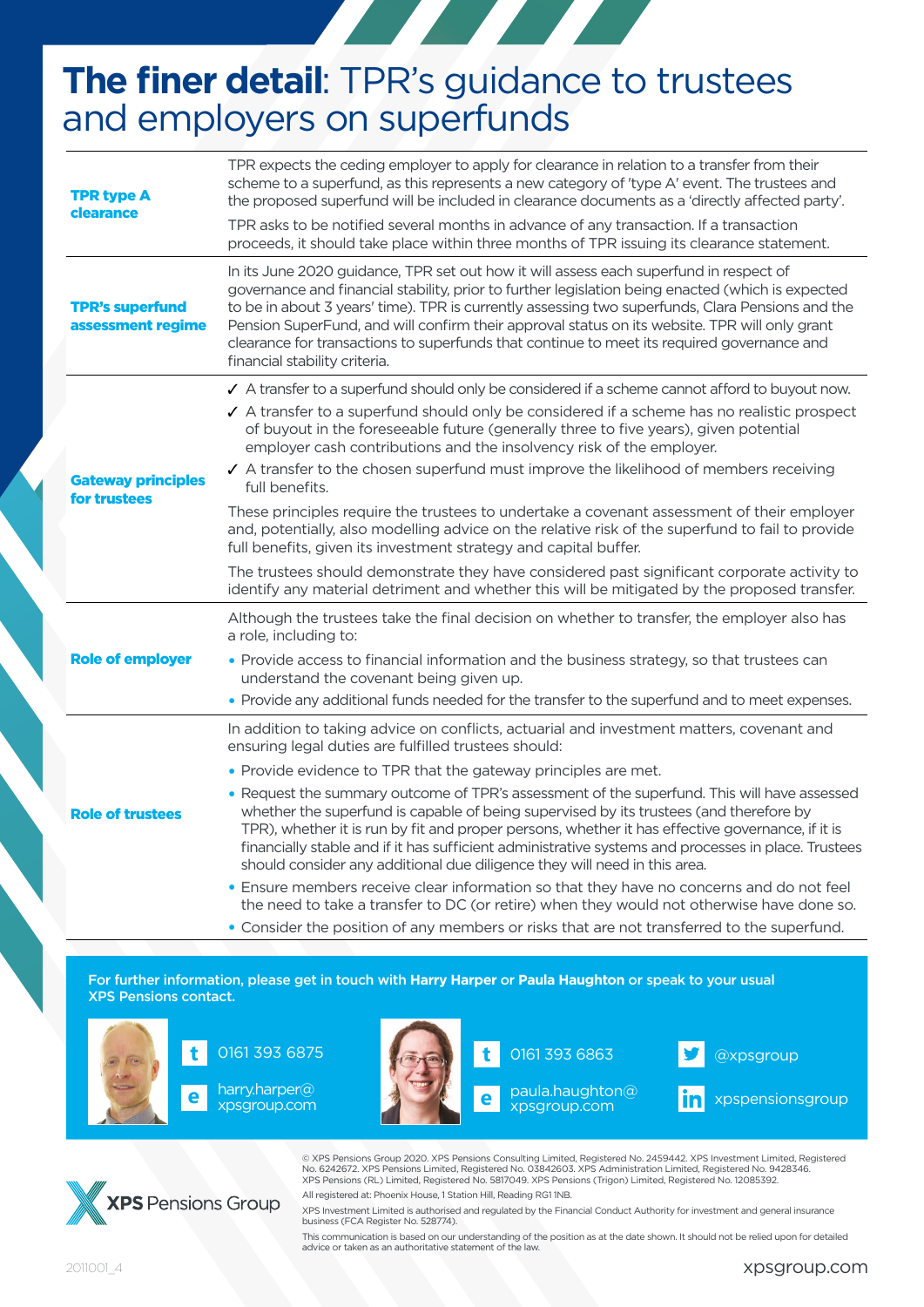# **The finer detail**: TPR's guidance to trustees and employers on superfunds

| | |
|---|---|
| **TPR type A clearance** | TPR expects the ceding employer to apply for clearance in relation to a transfer from their scheme to a superfund, as this represents a new category of 'type A' event. The trustees and the proposed superfund will be included in clearance documents as a 'directly affected party'.<br><br>TPR asks to be notified several months in advance of any transaction. If a transaction proceeds, it should take place within three months of TPR issuing its clearance statement. |
| **TPR's superfund assessment regime** | In its June 2020 guidance, TPR set out how it will assess each superfund in respect of governance and financial stability, prior to further legislation being enacted (which is expected to be in about 3 years' time). TPR is currently assessing two superfunds, Clara Pensions and the Pension SuperFund, and will confirm their approval status on its website. TPR will only grant clearance for transactions to superfunds that continue to meet its required governance and financial stability criteria. |
| **Gateway principles for trustees** | ✓ A transfer to a superfund should only be considered if a scheme cannot afford to buyout now.<br>✓ A transfer to a superfund should only be considered if a scheme has no realistic prospect of buyout in the foreseeable future (generally three to five years), given potential employer cash contributions and the insolvency risk of the employer.<br>✓ A transfer to the chosen superfund must improve the likelihood of members receiving full benefits.<br><br>These principles require the trustees to undertake a covenant assessment of their employer and, potentially, also modelling advice on the relative risk of the superfund to fail to provide full benefits, given its investment strategy and capital buffer.<br><br>The trustees should demonstrate they have considered past significant corporate activity to identify any material detriment and whether this will be mitigated by the proposed transfer. |
| **Role of employer** | Although the trustees take the final decision on whether to transfer, the employer also has a role, including to:<br>• Provide access to financial information and the business strategy, so that trustees can understand the covenant being given up.<br>• Provide any additional funds needed for the transfer to the superfund and to meet expenses. |
| **Role of trustees** | In addition to taking advice on conflicts, actuarial and investment matters, covenant and ensuring legal duties are fulfilled trustees should:<br>• Provide evidence to TPR that the gateway principles are met.<br>• Request the summary outcome of TPR's assessment of the superfund. This will have assessed whether the superfund is capable of being supervised by its trustees (and therefore by TPR), whether it is run by fit and proper persons, whether it has effective governance, if it is financially stable and if it has sufficient administrative systems and processes in place. Trustees should consider any additional due diligence they will need in this area.<br>• Ensure members receive clear information so that they have no concerns and do not feel the need to take a transfer to DC (or retire) when they would not otherwise have done so.<br>• Consider the position of any members or risks that are not transferred to the superfund. |

**For further information, please get in touch with Harry Harper or Paula Haughton or speak to your usual XPS Pensions contact.**

t 0161 393 6875
e harry.harper@xpsgroup.com

t 0161 393 6863
e paula.haughton@xpsgroup.com

@xpsgroup
xpspensionsgroup

XPS Pensions Group

© XPS Pensions Group 2020. XPS Pensions Consulting Limited, Registered No. 2459442. XPS Investment Limited, Registered No. 6242672. XPS Pensions Limited, Registered No. 03842603. XPS Administration Limited, Registered No. 9428346. XPS Pensions (RL) Limited, Registered No. 5817049. XPS Pensions (Trigon) Limited, Registered No. 12085392.

All registered at: Phoenix House, 1 Station Hill, Reading RG1 1NB.

XPS Investment Limited is authorised and regulated by the Financial Conduct Authority for investment and general insurance business (FCA Register No. 528774).

This communication is based on our understanding of the position as at the date shown. It should not be relied upon for detailed advice or taken as an authoritative statement of the law.

2011001_4

xpsgroup.com